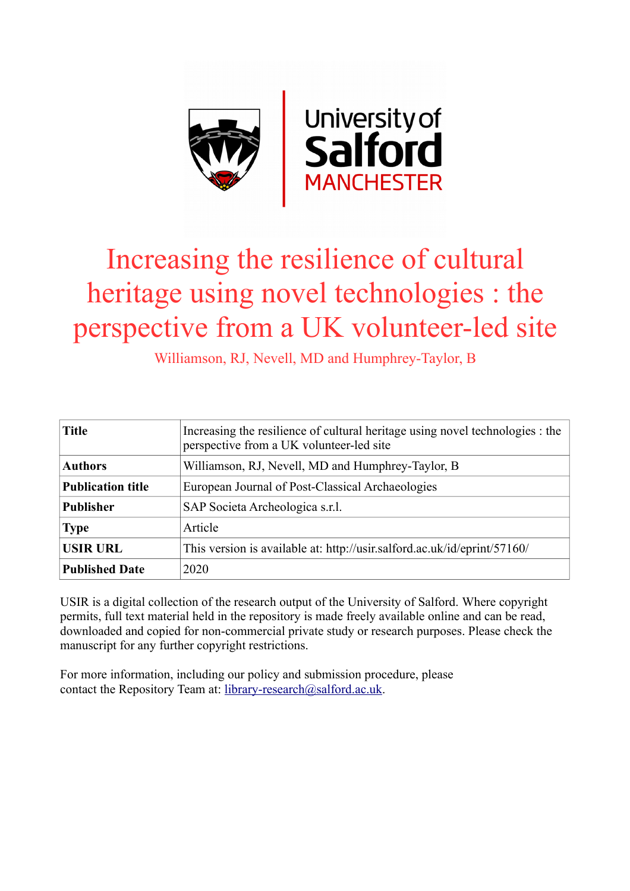# Increasing the resilience of cultural heritage using novel technologies : the perspective from a UK volunteer-led site

Williamson, RJ, Nevell, MD and Humphrey-Taylor, B

| | |
|---|---|
| **Title** | Increasing the resilience of cultural heritage using novel technologies : the perspective from a UK volunteer-led site |
| **Authors** | Williamson, RJ, Nevell, MD and Humphrey-Taylor, B |
| **Publication title** | European Journal of Post-Classical Archaeologies |
| **Publisher** | SAP Societa Archeologica s.r.l. |
| **Type** | Article |
| **USIR URL** | This version is available at: http://usir.salford.ac.uk/id/eprint/57160/ |
| **Published Date** | 2020 |

USIR is a digital collection of the research output of the University of Salford. Where copyright permits, full text material held in the repository is made freely available online and can be read, downloaded and copied for non-commercial private study or research purposes. Please check the manuscript for any further copyright restrictions.

For more information, including our policy and submission procedure, please contact the Repository Team at: library-research@salford.ac.uk.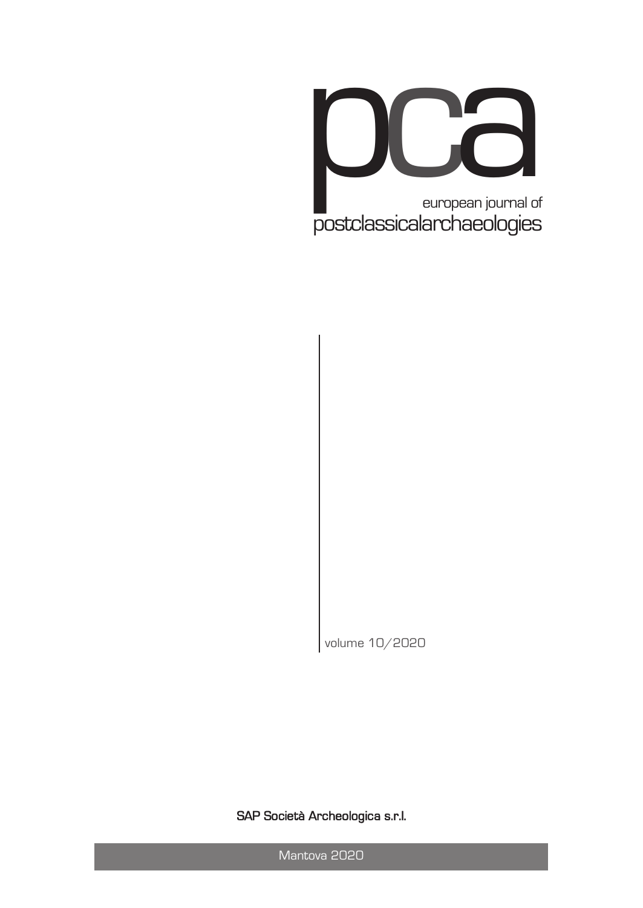# pca

european journal of
postclassicalarchaeologies

volume 10/2020

SAP Società Archeologica s.r.l.

Mantova 2020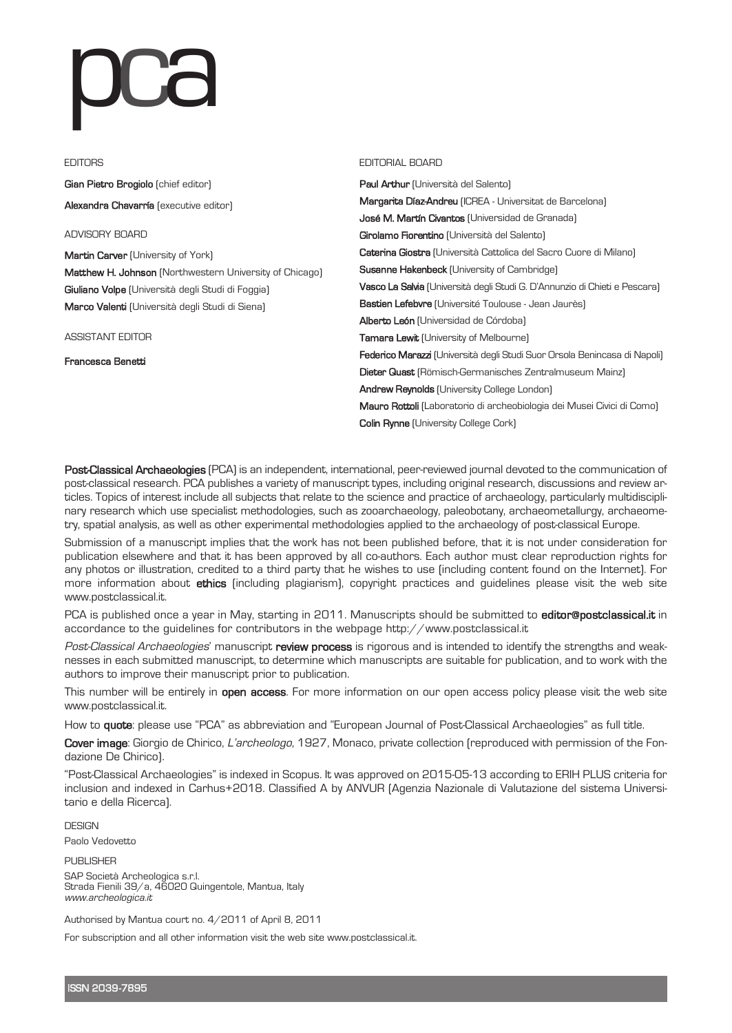# pca

EDITORS

**Gian Pietro Brogiolo** (chief editor)

**Alexandra Chavarría** (executive editor)

ADVISORY BOARD

**Martin Carver** (University of York)

**Matthew H. Johnson** (Northwestern University of Chicago)

**Giuliano Volpe** (Università degli Studi di Foggia)

**Marco Valenti** (Università degli Studi di Siena)

ASSISTANT EDITOR

**Francesca Benetti**

EDITORIAL BOARD

**Paul Arthur** (Università del Salento)

**Margarita Díaz-Andreu** (ICREA - Universitat de Barcelona)

**José M. Martín Civantos** (Universidad de Granada)

**Girolamo Fiorentino** (Università del Salento)

**Caterina Giostra** (Università Cattolica del Sacro Cuore di Milano)

**Susanne Hakenbeck** (University of Cambridge)

**Vasco La Salvia** (Università degli Studi G. D'Annunzio di Chieti e Pescara)

**Bastien Lefebvre** (Université Toulouse - Jean Jaurès)

**Alberto León** (Universidad de Córdoba)

**Tamara Lewit** (University of Melbourne)

**Federico Marazzi** (Università degli Studi Suor Orsola Benincasa di Napoli)

**Dieter Quast** (Römisch-Germanisches Zentralmuseum Mainz)

**Andrew Reynolds** (University College London)

**Mauro Rottoli** (Laboratorio di archeobiologia dei Musei Civici di Como)

**Colin Rynne** (University College Cork)

**Post-Classical Archaeologies** (PCA) is an independent, international, peer-reviewed journal devoted to the communication of post-classical research. PCA publishes a variety of manuscript types, including original research, discussions and review articles. Topics of interest include all subjects that relate to the science and practice of archaeology, particularly multidisciplinary research which use specialist methodologies, such as zooarchaeology, paleobotany, archaeometallurgy, archaeometry, spatial analysis, as well as other experimental methodologies applied to the archaeology of post-classical Europe.

Submission of a manuscript implies that the work has not been published before, that it is not under consideration for publication elsewhere and that it has been approved by all co-authors. Each author must clear reproduction rights for any photos or illustration, credited to a third party that he wishes to use (including content found on the Internet). For more information about **ethics** (including plagiarism), copyright practices and guidelines please visit the web site www.postclassical.it.

PCA is published once a year in May, starting in 2011. Manuscripts should be submitted to **editor@postclassical.it** in accordance to the guidelines for contributors in the webpage http://www.postclassical.it

*Post-Classical Archaeologies*' manuscript **review process** is rigorous and is intended to identify the strengths and weaknesses in each submitted manuscript, to determine which manuscripts are suitable for publication, and to work with the authors to improve their manuscript prior to publication.

This number will be entirely in **open access**. For more information on our open access policy please visit the web site www.postclassical.it.

How to **quote**: please use "PCA" as abbreviation and "European Journal of Post-Classical Archaeologies" as full title.

**Cover image**: Giorgio de Chirico, *L'archeologo*, 1927, Monaco, private collection (reproduced with permission of the Fondazione De Chirico).

"Post-Classical Archaeologies" is indexed in Scopus. It was approved on 2015-05-13 according to ERIH PLUS criteria for inclusion and indexed in Carhus+2018. Classified A by ANVUR (Agenzia Nazionale di Valutazione del sistema Universitario e della Ricerca).

DESIGN

Paolo Vedovetto

PUBLISHER

SAP Società Archeologica s.r.l.
Strada Fienili 39/a, 46020 Quingentole, Mantua, Italy
*www.archeologica.it*

Authorised by Mantua court no. 4/2011 of April 8, 2011

For subscription and all other information visit the web site www.postclassical.it.

**ISSN 2039-7895**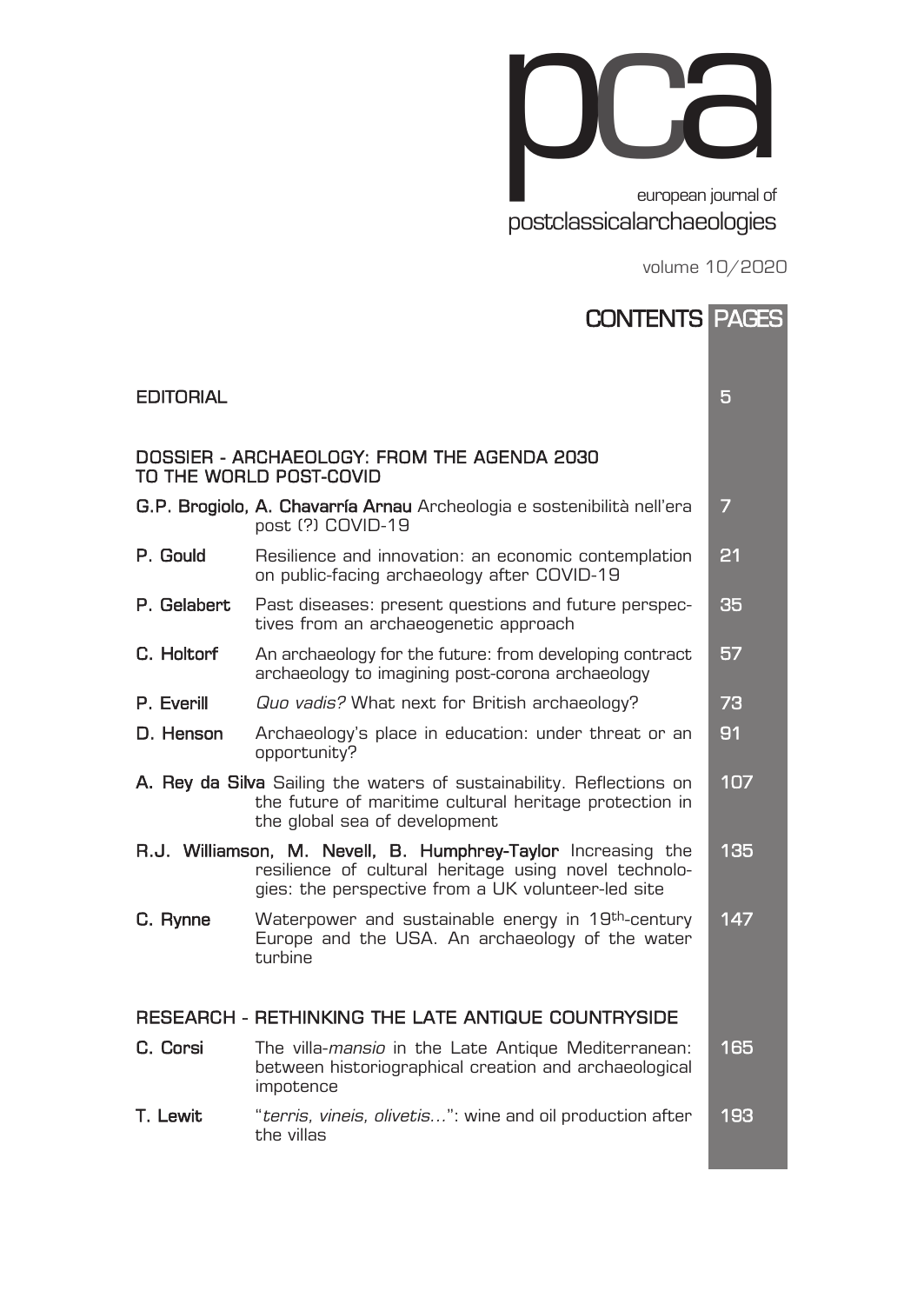# pca

european journal of postclassicalarchaeologies

volume 10/2020

## CONTENTS PAGES

| | | |
|---|---|---|
| EDITORIAL | | 5 |
| **DOSSIER - ARCHAEOLOGY: FROM THE AGENDA 2030 TO THE WORLD POST-COVID** | | |
| **G.P. Brogiolo, A. Chavarría Arnau** | Archeologia e sostenibilità nell'era post (?) COVID-19 | 7 |
| **P. Gould** | Resilience and innovation: an economic contemplation on public-facing archaeology after COVID-19 | 21 |
| **P. Gelabert** | Past diseases: present questions and future perspectives from an archaeogenetic approach | 35 |
| **C. Holtorf** | An archaeology for the future: from developing contract archaeology to imagining post-corona archaeology | 57 |
| **P. Everill** | *Quo vadis?* What next for British archaeology? | 73 |
| **D. Henson** | Archaeology's place in education: under threat or an opportunity? | 91 |
| **A. Rey da Silva** | Sailing the waters of sustainability. Reflections on the future of maritime cultural heritage protection in the global sea of development | 107 |
| **R.J. Williamson, M. Nevell, B. Humphrey-Taylor** | Increasing the resilience of cultural heritage using novel technologies: the perspective from a UK volunteer-led site | 135 |
| **C. Rynne** | Waterpower and sustainable energy in 19th-century Europe and the USA. An archaeology of the water turbine | 147 |
| **RESEARCH - RETHINKING THE LATE ANTIQUE COUNTRYSIDE** | | |
| **C. Corsi** | The villa-*mansio* in the Late Antique Mediterranean: between historiographical creation and archaeological impotence | 165 |
| **T. Lewit** | "*terris, vineis, olivetis…*": wine and oil production after the villas | 193 |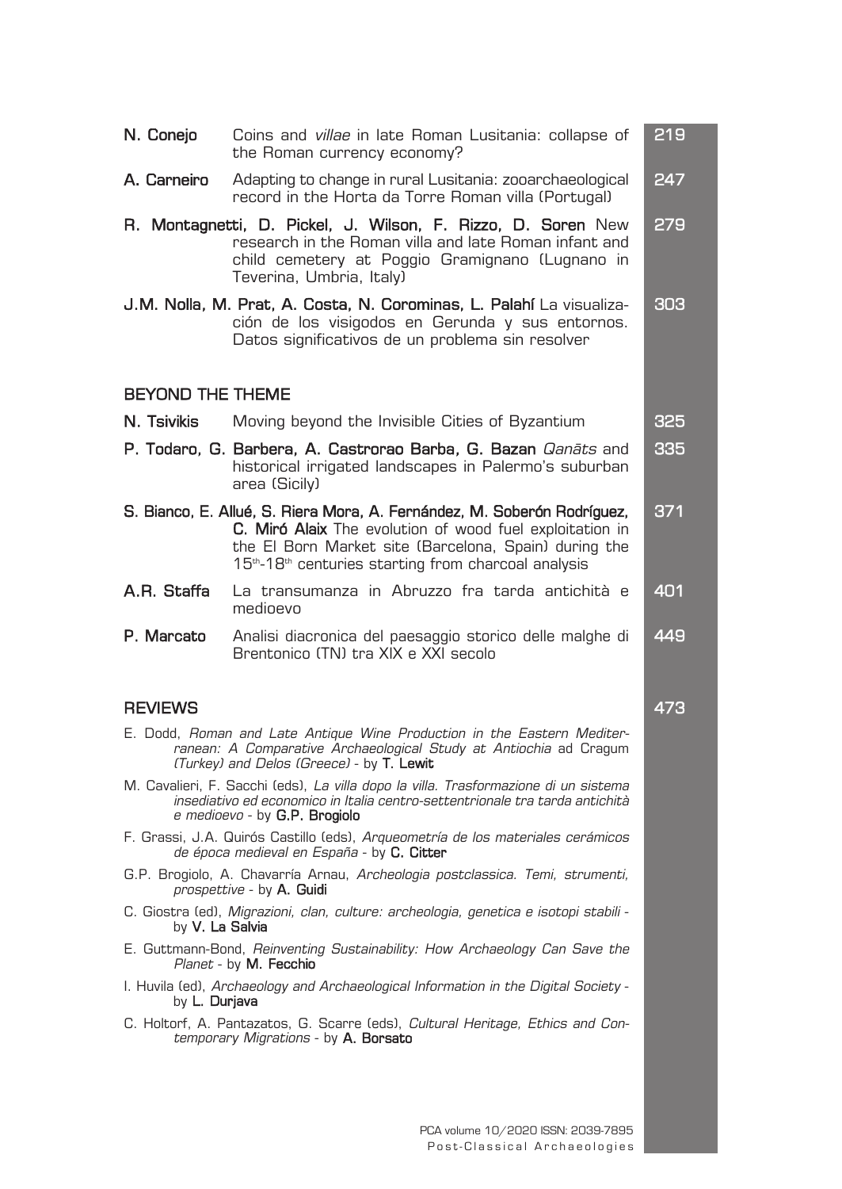**N. Conejo** Coins and *villae* in late Roman Lusitania: collapse of the Roman currency economy? 219

**A. Carneiro** Adapting to change in rural Lusitania: zooarchaeological record in the Horta da Torre Roman villa (Portugal) 247

**R. Montagnetti, D. Pickel, J. Wilson, F. Rizzo, D. Soren** New research in the Roman villa and late Roman infant and child cemetery at Poggio Gramignano (Lugnano in Teverina, Umbria, Italy) 279

**J.M. Nolla, M. Prat, A. Costa, N. Corominas, L. Palahí** La visualización de los visigodos en Gerunda y sus entornos. Datos significativos de un problema sin resolver 303

## BEYOND THE THEME

**N. Tsivikis** Moving beyond the Invisible Cities of Byzantium 325

**P. Todaro, G. Barbera, A. Castrorao Barba, G. Bazan** *Qanāts* and historical irrigated landscapes in Palermo's suburban area (Sicily) 335

**S. Bianco, E. Allué, S. Riera Mora, A. Fernández, M. Soberón Rodríguez, C. Miró Alaix** The evolution of wood fuel exploitation in the El Born Market site (Barcelona, Spain) during the 15th-18th centuries starting from charcoal analysis 371

**A.R. Staffa** La transumanza in Abruzzo fra tarda antichità e medioevo 401

**P. Marcato** Analisi diacronica del paesaggio storico delle malghe di Brentonico (TN) tra XIX e XXI secolo 449

## REVIEWS 473

E. Dodd, *Roman and Late Antique Wine Production in the Eastern Mediterranean: A Comparative Archaeological Study at Antiochia* ad Cragum *(Turkey) and Delos (Greece)* - by **T. Lewit**

M. Cavalieri, F. Sacchi (eds), *La villa dopo la villa. Trasformazione di un sistema insediativo ed economico in Italia centro-settentrionale tra tarda antichità e medioevo* - by **G.P. Brogiolo**

F. Grassi, J.A. Quirós Castillo (eds), *Arqueometría de los materiales cerámicos de época medieval en España* - by **C. Citter**

G.P. Brogiolo, A. Chavarría Arnau, *Archeologia postclassica. Temi, strumenti, prospettive* - by **A. Guidi**

C. Giostra (ed), *Migrazioni, clan, culture: archeologia, genetica e isotopi stabili* - by **V. La Salvia**

E. Guttmann-Bond, *Reinventing Sustainability: How Archaeology Can Save the Planet* - by **M. Fecchio**

I. Huvila (ed), *Archaeology and Archaeological Information in the Digital Society* - by **L. Durjava**

C. Holtorf, A. Pantazatos, G. Scarre (eds), *Cultural Heritage, Ethics and Contemporary Migrations* - by **A. Borsato**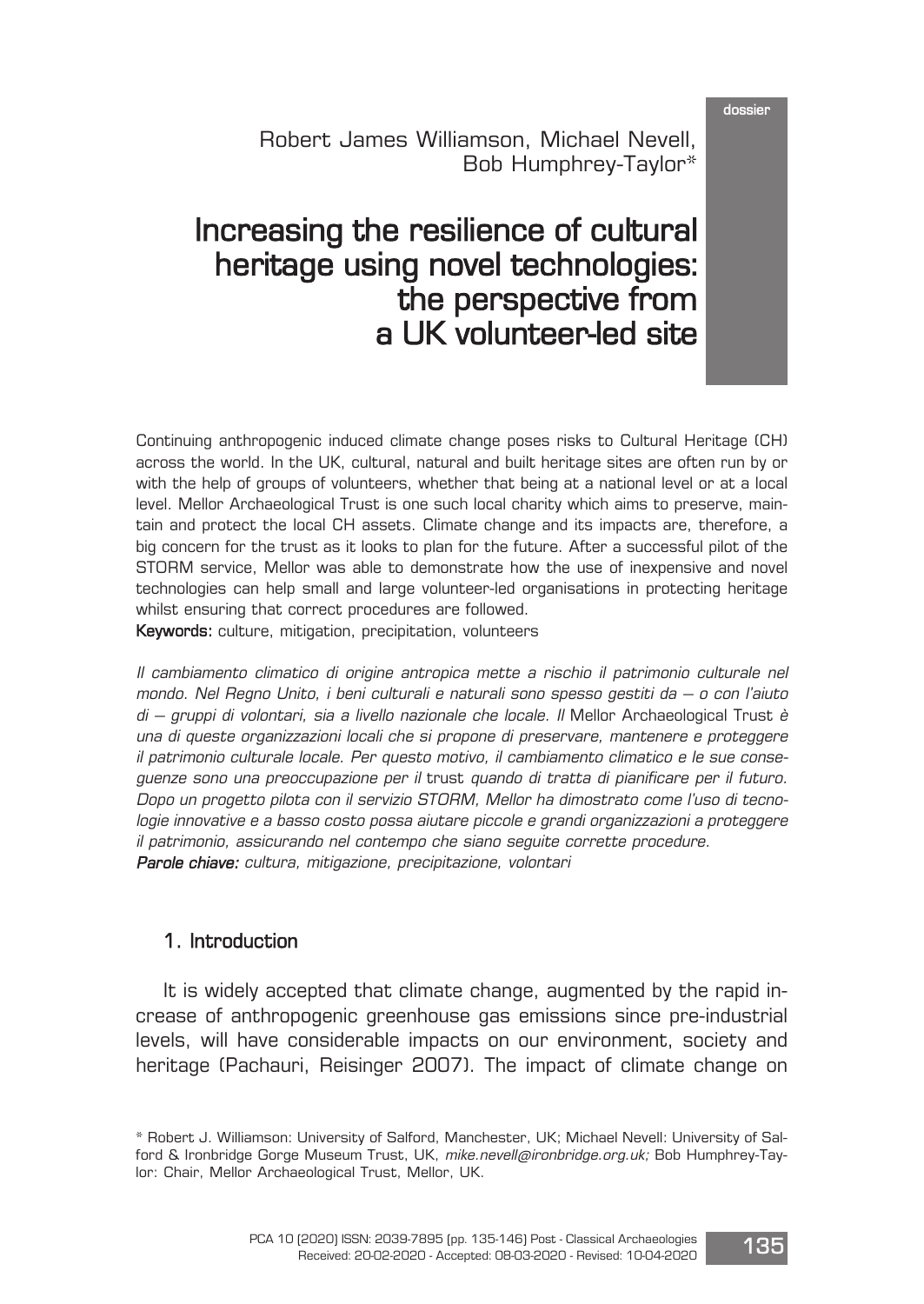dossier

Robert James Williamson, Michael Nevell, Bob Humphrey-Taylor*

# Increasing the resilience of cultural heritage using novel technologies: the perspective from a UK volunteer-led site

Continuing anthropogenic induced climate change poses risks to Cultural Heritage (CH) across the world. In the UK, cultural, natural and built heritage sites are often run by or with the help of groups of volunteers, whether that being at a national level or at a local level. Mellor Archaeological Trust is one such local charity which aims to preserve, maintain and protect the local CH assets. Climate change and its impacts are, therefore, a big concern for the trust as it looks to plan for the future. After a successful pilot of the STORM service, Mellor was able to demonstrate how the use of inexpensive and novel technologies can help small and large volunteer-led organisations in protecting heritage whilst ensuring that correct procedures are followed.

**Keywords:** culture, mitigation, precipitation, volunteers

*Il cambiamento climatico di origine antropica mette a rischio il patrimonio culturale nel mondo. Nel Regno Unito, i beni culturali e naturali sono spesso gestiti da – o con l'aiuto di – gruppi di volontari, sia a livello nazionale che locale. Il* Mellor Archaeological Trust *è una di queste organizzazioni locali che si propone di preservare, mantenere e proteggere il patrimonio culturale locale. Per questo motivo, il cambiamento climatico e le sue conseguenze sono una preoccupazione per il* trust *quando di tratta di pianificare per il futuro. Dopo un progetto pilota con il servizio STORM, Mellor ha dimostrato come l'uso di tecnologie innovative e a basso costo possa aiutare piccole e grandi organizzazioni a proteggere il patrimonio, assicurando nel contempo che siano seguite corrette procedure.*

***Parole chiave:*** *cultura, mitigazione, precipitazione, volontari*

## 1. Introduction

It is widely accepted that climate change, augmented by the rapid increase of anthropogenic greenhouse gas emissions since pre-industrial levels, will have considerable impacts on our environment, society and heritage (Pachauri, Reisinger 2007). The impact of climate change on

\* Robert J. Williamson: University of Salford, Manchester, UK; Michael Nevell: University of Salford & Ironbridge Gorge Museum Trust, UK, *mike.nevell@ironbridge.org.uk;* Bob Humphrey-Taylor: Chair, Mellor Archaeological Trust, Mellor, UK.

Received: 20-02-2020 - Accepted: 08-03-2020 - Revised: 10-04-2020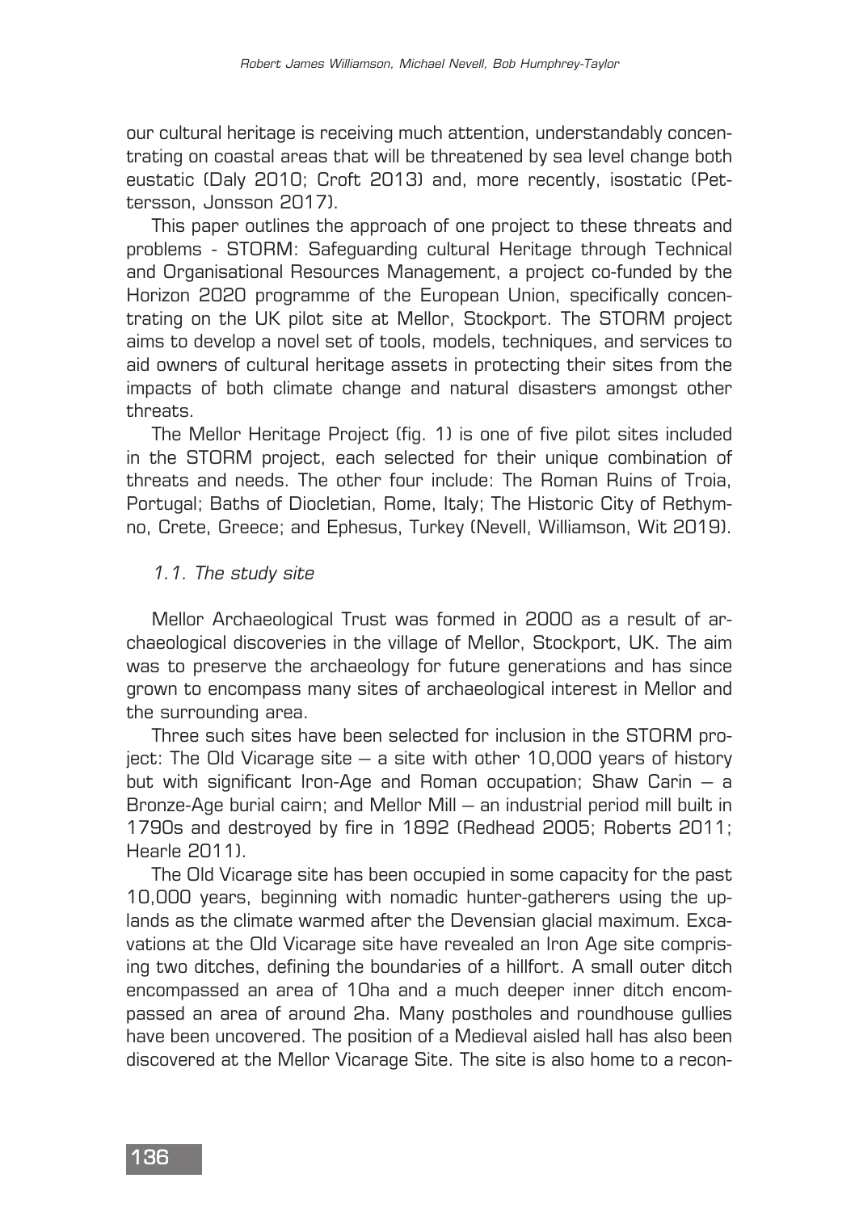our cultural heritage is receiving much attention, understandably concentrating on coastal areas that will be threatened by sea level change both eustatic (Daly 2010; Croft 2013) and, more recently, isostatic (Pettersson, Jonsson 2017).

This paper outlines the approach of one project to these threats and problems - STORM: Safeguarding cultural Heritage through Technical and Organisational Resources Management, a project co-funded by the Horizon 2020 programme of the European Union, specifically concentrating on the UK pilot site at Mellor, Stockport. The STORM project aims to develop a novel set of tools, models, techniques, and services to aid owners of cultural heritage assets in protecting their sites from the impacts of both climate change and natural disasters amongst other threats.

The Mellor Heritage Project (fig. 1) is one of five pilot sites included in the STORM project, each selected for their unique combination of threats and needs. The other four include: The Roman Ruins of Troia, Portugal; Baths of Diocletian, Rome, Italy; The Historic City of Rethymno, Crete, Greece; and Ephesus, Turkey (Nevell, Williamson, Wit 2019).

### *1.1. The study site*

Mellor Archaeological Trust was formed in 2000 as a result of archaeological discoveries in the village of Mellor, Stockport, UK. The aim was to preserve the archaeology for future generations and has since grown to encompass many sites of archaeological interest in Mellor and the surrounding area.

Three such sites have been selected for inclusion in the STORM project: The Old Vicarage site – a site with other 10,000 years of history but with significant Iron-Age and Roman occupation; Shaw Carin – a Bronze-Age burial cairn; and Mellor Mill – an industrial period mill built in 1790s and destroyed by fire in 1892 (Redhead 2005; Roberts 2011; Hearle 2011).

The Old Vicarage site has been occupied in some capacity for the past 10,000 years, beginning with nomadic hunter-gatherers using the uplands as the climate warmed after the Devensian glacial maximum. Excavations at the Old Vicarage site have revealed an Iron Age site comprising two ditches, defining the boundaries of a hillfort. A small outer ditch encompassed an area of 10ha and a much deeper inner ditch encompassed an area of around 2ha. Many postholes and roundhouse gullies have been uncovered. The position of a Medieval aisled hall has also been discovered at the Mellor Vicarage Site. The site is also home to a recon-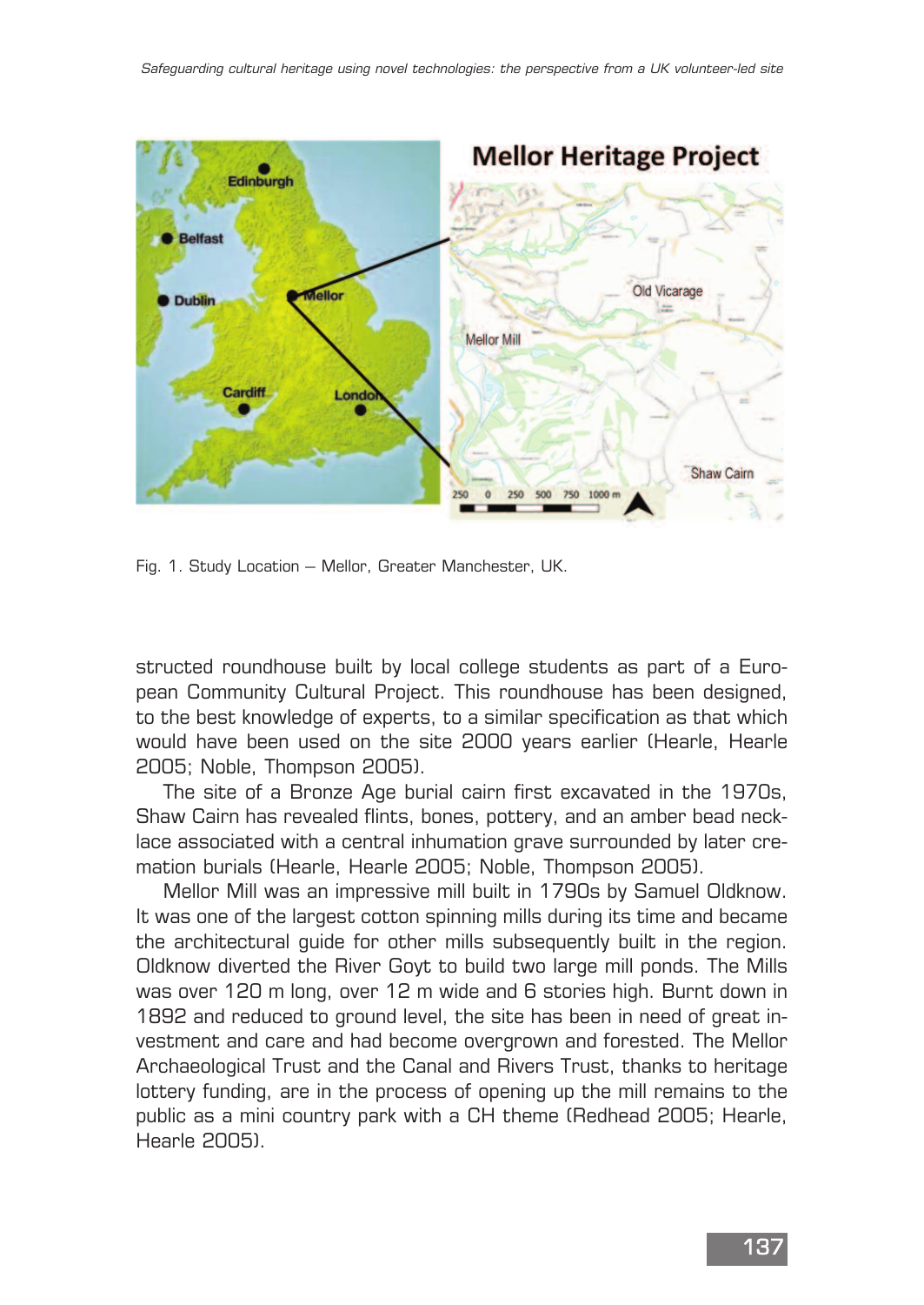Fig. 1. Study Location – Mellor, Greater Manchester, UK.

structed roundhouse built by local college students as part of a European Community Cultural Project. This roundhouse has been designed, to the best knowledge of experts, to a similar specification as that which would have been used on the site 2000 years earlier (Hearle, Hearle 2005; Noble, Thompson 2005).

The site of a Bronze Age burial cairn first excavated in the 1970s, Shaw Cairn has revealed flints, bones, pottery, and an amber bead necklace associated with a central inhumation grave surrounded by later cremation burials (Hearle, Hearle 2005; Noble, Thompson 2005).

Mellor Mill was an impressive mill built in 1790s by Samuel Oldknow. It was one of the largest cotton spinning mills during its time and became the architectural guide for other mills subsequently built in the region. Oldknow diverted the River Goyt to build two large mill ponds. The Mills was over 120 m long, over 12 m wide and 6 stories high. Burnt down in 1892 and reduced to ground level, the site has been in need of great investment and care and had become overgrown and forested. The Mellor Archaeological Trust and the Canal and Rivers Trust, thanks to heritage lottery funding, are in the process of opening up the mill remains to the public as a mini country park with a CH theme (Redhead 2005; Hearle, Hearle 2005).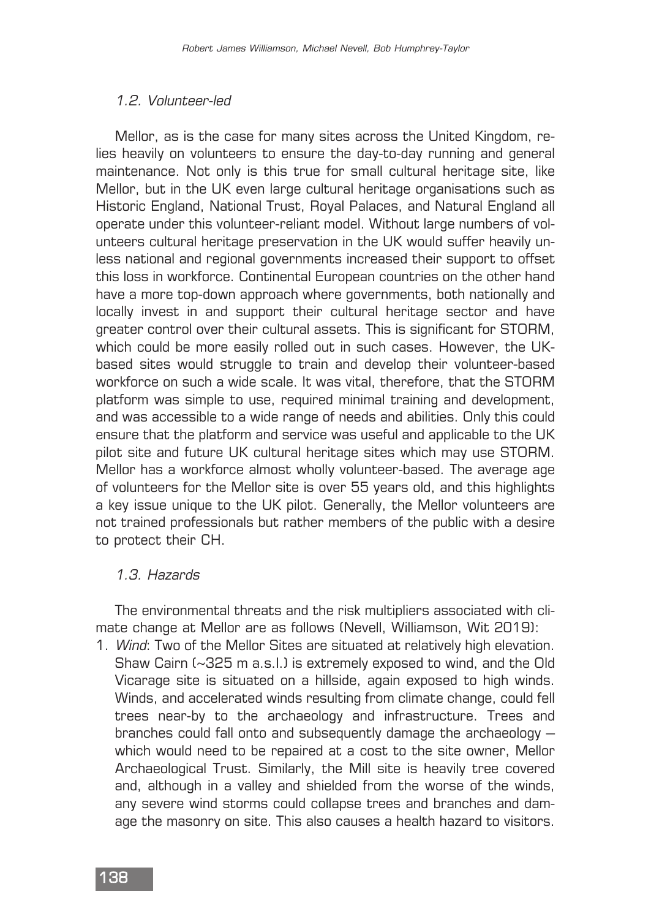### 1.2. Volunteer-led

Mellor, as is the case for many sites across the United Kingdom, relies heavily on volunteers to ensure the day-to-day running and general maintenance. Not only is this true for small cultural heritage site, like Mellor, but in the UK even large cultural heritage organisations such as Historic England, National Trust, Royal Palaces, and Natural England all operate under this volunteer-reliant model. Without large numbers of volunteers cultural heritage preservation in the UK would suffer heavily unless national and regional governments increased their support to offset this loss in workforce. Continental European countries on the other hand have a more top-down approach where governments, both nationally and locally invest in and support their cultural heritage sector and have greater control over their cultural assets. This is significant for STORM, which could be more easily rolled out in such cases. However, the UK-based sites would struggle to train and develop their volunteer-based workforce on such a wide scale. It was vital, therefore, that the STORM platform was simple to use, required minimal training and development, and was accessible to a wide range of needs and abilities. Only this could ensure that the platform and service was useful and applicable to the UK pilot site and future UK cultural heritage sites which may use STORM. Mellor has a workforce almost wholly volunteer-based. The average age of volunteers for the Mellor site is over 55 years old, and this highlights a key issue unique to the UK pilot. Generally, the Mellor volunteers are not trained professionals but rather members of the public with a desire to protect their CH.

### 1.3. Hazards

The environmental threats and the risk multipliers associated with climate change at Mellor are as follows (Nevell, Williamson, Wit 2019):

1. *Wind*: Two of the Mellor Sites are situated at relatively high elevation. Shaw Cairn (~325 m a.s.l.) is extremely exposed to wind, and the Old Vicarage site is situated on a hillside, again exposed to high winds. Winds, and accelerated winds resulting from climate change, could fell trees near-by to the archaeology and infrastructure. Trees and branches could fall onto and subsequently damage the archaeology – which would need to be repaired at a cost to the site owner, Mellor Archaeological Trust. Similarly, the Mill site is heavily tree covered and, although in a valley and shielded from the worse of the winds, any severe wind storms could collapse trees and branches and damage the masonry on site. This also causes a health hazard to visitors.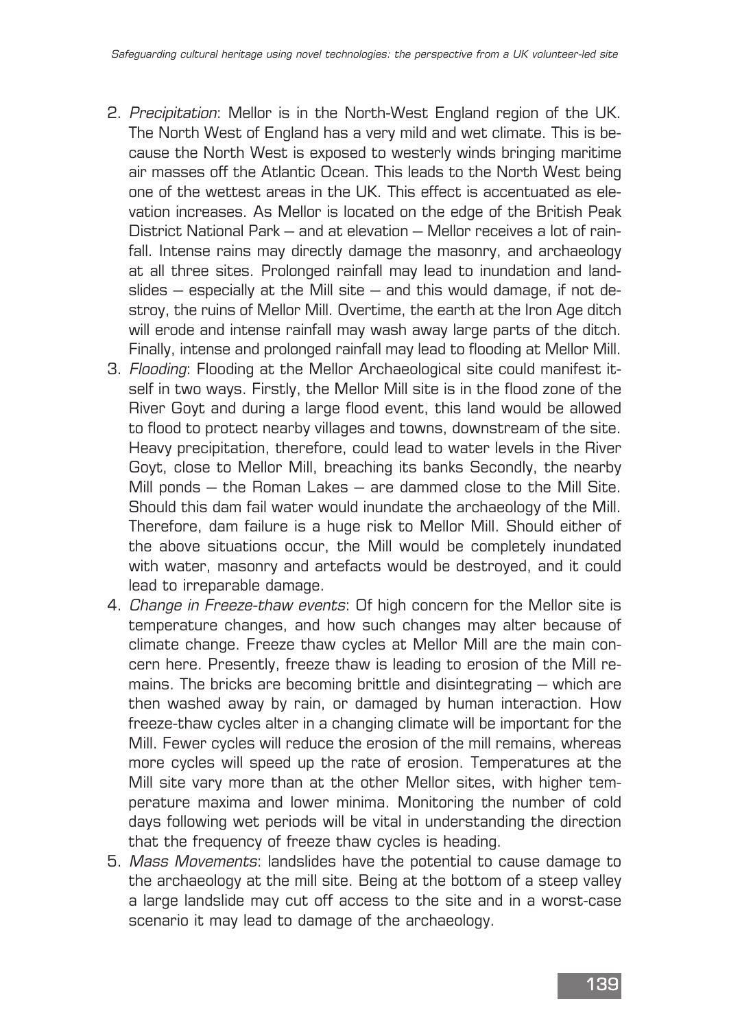2. *Precipitation*: Mellor is in the North-West England region of the UK. The North West of England has a very mild and wet climate. This is because the North West is exposed to westerly winds bringing maritime air masses off the Atlantic Ocean. This leads to the North West being one of the wettest areas in the UK. This effect is accentuated as elevation increases. As Mellor is located on the edge of the British Peak District National Park – and at elevation – Mellor receives a lot of rainfall. Intense rains may directly damage the masonry, and archaeology at all three sites. Prolonged rainfall may lead to inundation and landslides – especially at the Mill site – and this would damage, if not destroy, the ruins of Mellor Mill. Overtime, the earth at the Iron Age ditch will erode and intense rainfall may wash away large parts of the ditch. Finally, intense and prolonged rainfall may lead to flooding at Mellor Mill.
3. *Flooding*: Flooding at the Mellor Archaeological site could manifest itself in two ways. Firstly, the Mellor Mill site is in the flood zone of the River Goyt and during a large flood event, this land would be allowed to flood to protect nearby villages and towns, downstream of the site. Heavy precipitation, therefore, could lead to water levels in the River Goyt, close to Mellor Mill, breaching its banks Secondly, the nearby Mill ponds – the Roman Lakes – are dammed close to the Mill Site. Should this dam fail water would inundate the archaeology of the Mill. Therefore, dam failure is a huge risk to Mellor Mill. Should either of the above situations occur, the Mill would be completely inundated with water, masonry and artefacts would be destroyed, and it could lead to irreparable damage.
4. *Change in Freeze-thaw events*: Of high concern for the Mellor site is temperature changes, and how such changes may alter because of climate change. Freeze thaw cycles at Mellor Mill are the main concern here. Presently, freeze thaw is leading to erosion of the Mill remains. The bricks are becoming brittle and disintegrating – which are then washed away by rain, or damaged by human interaction. How freeze-thaw cycles alter in a changing climate will be important for the Mill. Fewer cycles will reduce the erosion of the mill remains, whereas more cycles will speed up the rate of erosion. Temperatures at the Mill site vary more than at the other Mellor sites, with higher temperature maxima and lower minima. Monitoring the number of cold days following wet periods will be vital in understanding the direction that the frequency of freeze thaw cycles is heading.
5. *Mass Movements*: landslides have the potential to cause damage to the archaeology at the mill site. Being at the bottom of a steep valley a large landslide may cut off access to the site and in a worst-case scenario it may lead to damage of the archaeology.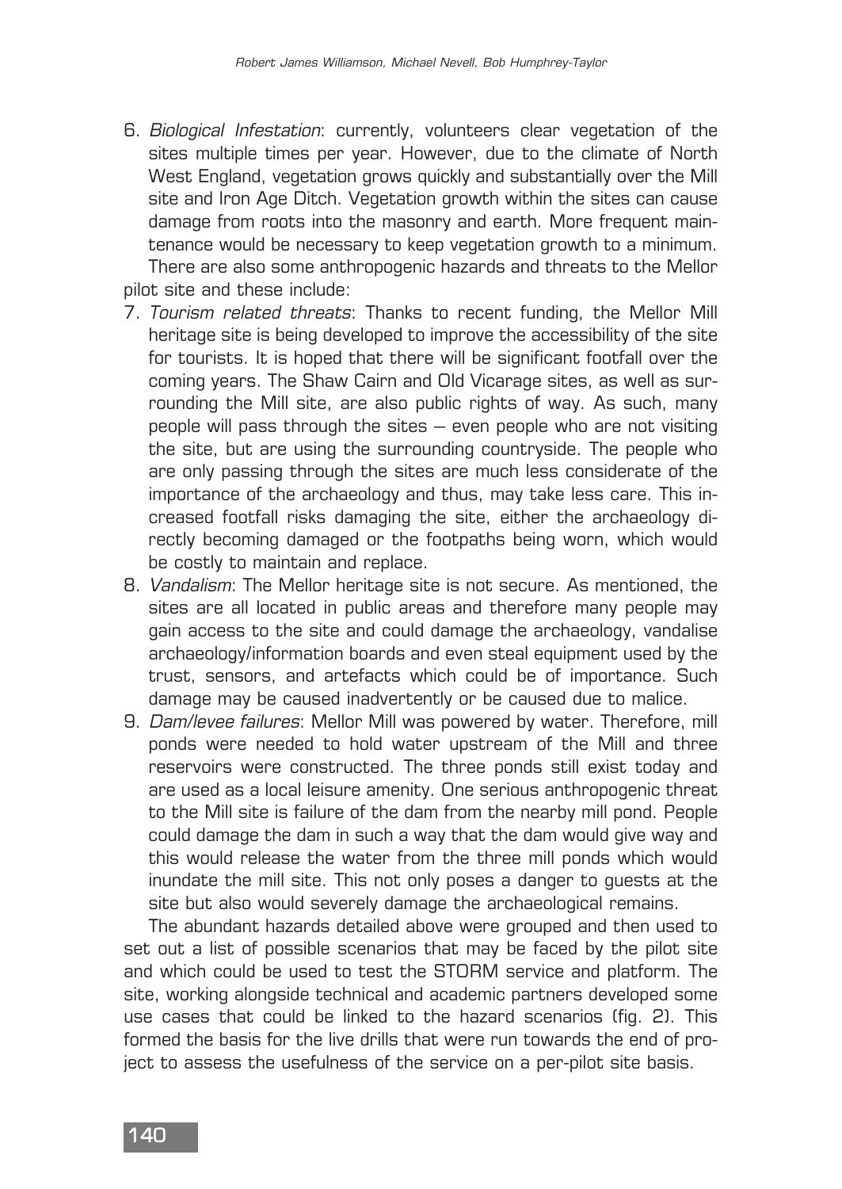6. *Biological Infestation*: currently, volunteers clear vegetation of the sites multiple times per year. However, due to the climate of North West England, vegetation grows quickly and substantially over the Mill site and Iron Age Ditch. Vegetation growth within the sites can cause damage from roots into the masonry and earth. More frequent maintenance would be necessary to keep vegetation growth to a minimum.

There are also some anthropogenic hazards and threats to the Mellor pilot site and these include:

7. *Tourism related threats*: Thanks to recent funding, the Mellor Mill heritage site is being developed to improve the accessibility of the site for tourists. It is hoped that there will be significant footfall over the coming years. The Shaw Cairn and Old Vicarage sites, as well as surrounding the Mill site, are also public rights of way. As such, many people will pass through the sites – even people who are not visiting the site, but are using the surrounding countryside. The people who are only passing through the sites are much less considerate of the importance of the archaeology and thus, may take less care. This increased footfall risks damaging the site, either the archaeology directly becoming damaged or the footpaths being worn, which would be costly to maintain and replace.
8. *Vandalism*: The Mellor heritage site is not secure. As mentioned, the sites are all located in public areas and therefore many people may gain access to the site and could damage the archaeology, vandalise archaeology/information boards and even steal equipment used by the trust, sensors, and artefacts which could be of importance. Such damage may be caused inadvertently or be caused due to malice.
9. *Dam/levee failures*: Mellor Mill was powered by water. Therefore, mill ponds were needed to hold water upstream of the Mill and three reservoirs were constructed. The three ponds still exist today and are used as a local leisure amenity. One serious anthropogenic threat to the Mill site is failure of the dam from the nearby mill pond. People could damage the dam in such a way that the dam would give way and this would release the water from the three mill ponds which would inundate the mill site. This not only poses a danger to guests at the site but also would severely damage the archaeological remains.

The abundant hazards detailed above were grouped and then used to set out a list of possible scenarios that may be faced by the pilot site and which could be used to test the STORM service and platform. The site, working alongside technical and academic partners developed some use cases that could be linked to the hazard scenarios (fig. 2). This formed the basis for the live drills that were run towards the end of project to assess the usefulness of the service on a per-pilot site basis.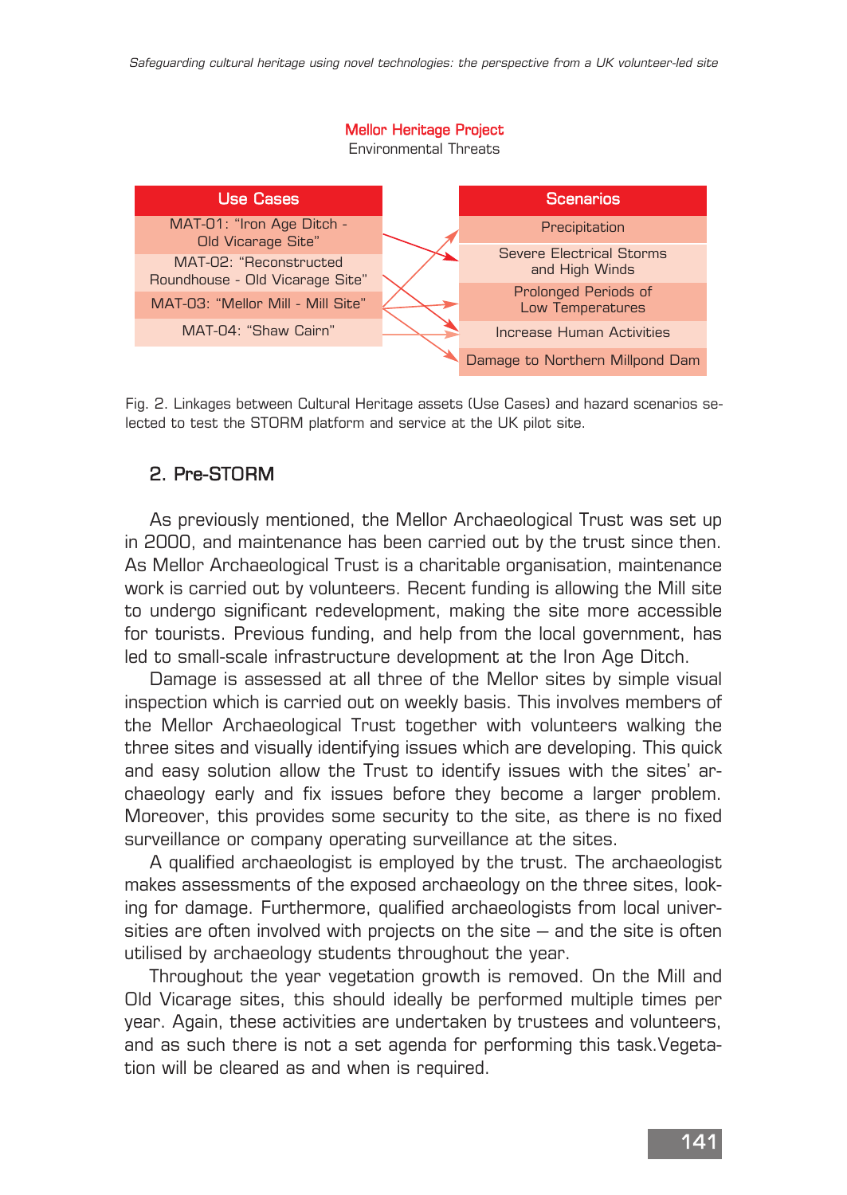**Mellor Heritage Project**
Environmental Threats

| Use Cases | Scenarios |
| --- | --- |
| MAT-01: "Iron Age Ditch - Old Vicarage Site" | Precipitation |
| MAT-02: "Reconstructed Roundhouse - Old Vicarage Site" | Severe Electrical Storms and High Winds |
| MAT-03: "Mellor Mill - Mill Site" | Prolonged Periods of Low Temperatures |
| MAT-04: "Shaw Cairn" | Increase Human Activities |
| | Damage to Northern Millpond Dam |

Fig. 2. Linkages between Cultural Heritage assets (Use Cases) and hazard scenarios selected to test the STORM platform and service at the UK pilot site.

## 2. Pre-STORM

As previously mentioned, the Mellor Archaeological Trust was set up in 2000, and maintenance has been carried out by the trust since then. As Mellor Archaeological Trust is a charitable organisation, maintenance work is carried out by volunteers. Recent funding is allowing the Mill site to undergo significant redevelopment, making the site more accessible for tourists. Previous funding, and help from the local government, has led to small-scale infrastructure development at the Iron Age Ditch.

Damage is assessed at all three of the Mellor sites by simple visual inspection which is carried out on weekly basis. This involves members of the Mellor Archaeological Trust together with volunteers walking the three sites and visually identifying issues which are developing. This quick and easy solution allow the Trust to identify issues with the sites' archaeology early and fix issues before they become a larger problem. Moreover, this provides some security to the site, as there is no fixed surveillance or company operating surveillance at the sites.

A qualified archaeologist is employed by the trust. The archaeologist makes assessments of the exposed archaeology on the three sites, looking for damage. Furthermore, qualified archaeologists from local universities are often involved with projects on the site – and the site is often utilised by archaeology students throughout the year.

Throughout the year vegetation growth is removed. On the Mill and Old Vicarage sites, this should ideally be performed multiple times per year. Again, these activities are undertaken by trustees and volunteers, and as such there is not a set agenda for performing this task.Vegetation will be cleared as and when is required.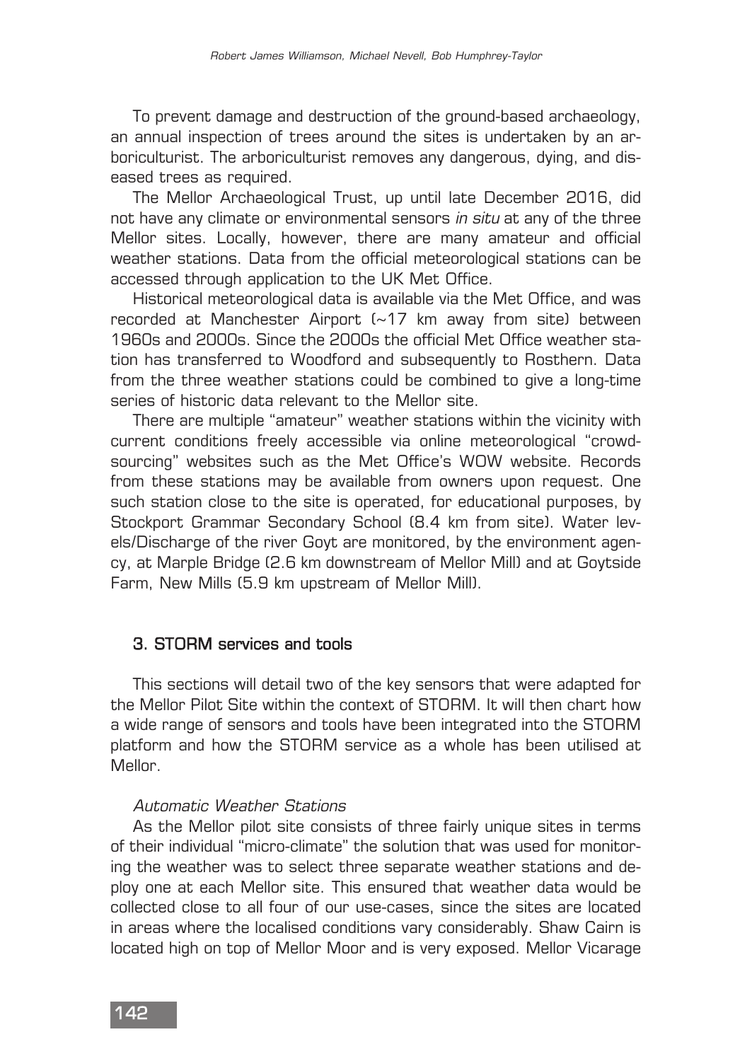To prevent damage and destruction of the ground-based archaeology, an annual inspection of trees around the sites is undertaken by an arboriculturist. The arboriculturist removes any dangerous, dying, and diseased trees as required.

The Mellor Archaeological Trust, up until late December 2016, did not have any climate or environmental sensors *in situ* at any of the three Mellor sites. Locally, however, there are many amateur and official weather stations. Data from the official meteorological stations can be accessed through application to the UK Met Office.

Historical meteorological data is available via the Met Office, and was recorded at Manchester Airport (~17 km away from site) between 1960s and 2000s. Since the 2000s the official Met Office weather station has transferred to Woodford and subsequently to Rosthern. Data from the three weather stations could be combined to give a long-time series of historic data relevant to the Mellor site.

There are multiple "amateur" weather stations within the vicinity with current conditions freely accessible via online meteorological "crowd-sourcing" websites such as the Met Office's WOW website. Records from these stations may be available from owners upon request. One such station close to the site is operated, for educational purposes, by Stockport Grammar Secondary School (8.4 km from site). Water levels/Discharge of the river Goyt are monitored, by the environment agency, at Marple Bridge (2.6 km downstream of Mellor Mill) and at Goytside Farm, New Mills (5.9 km upstream of Mellor Mill).

## 3. STORM services and tools

This sections will detail two of the key sensors that were adapted for the Mellor Pilot Site within the context of STORM. It will then chart how a wide range of sensors and tools have been integrated into the STORM platform and how the STORM service as a whole has been utilised at Mellor.

### *Automatic Weather Stations*

As the Mellor pilot site consists of three fairly unique sites in terms of their individual "micro-climate" the solution that was used for monitoring the weather was to select three separate weather stations and deploy one at each Mellor site. This ensured that weather data would be collected close to all four of our use-cases, since the sites are located in areas where the localised conditions vary considerably. Shaw Cairn is located high on top of Mellor Moor and is very exposed. Mellor Vicarage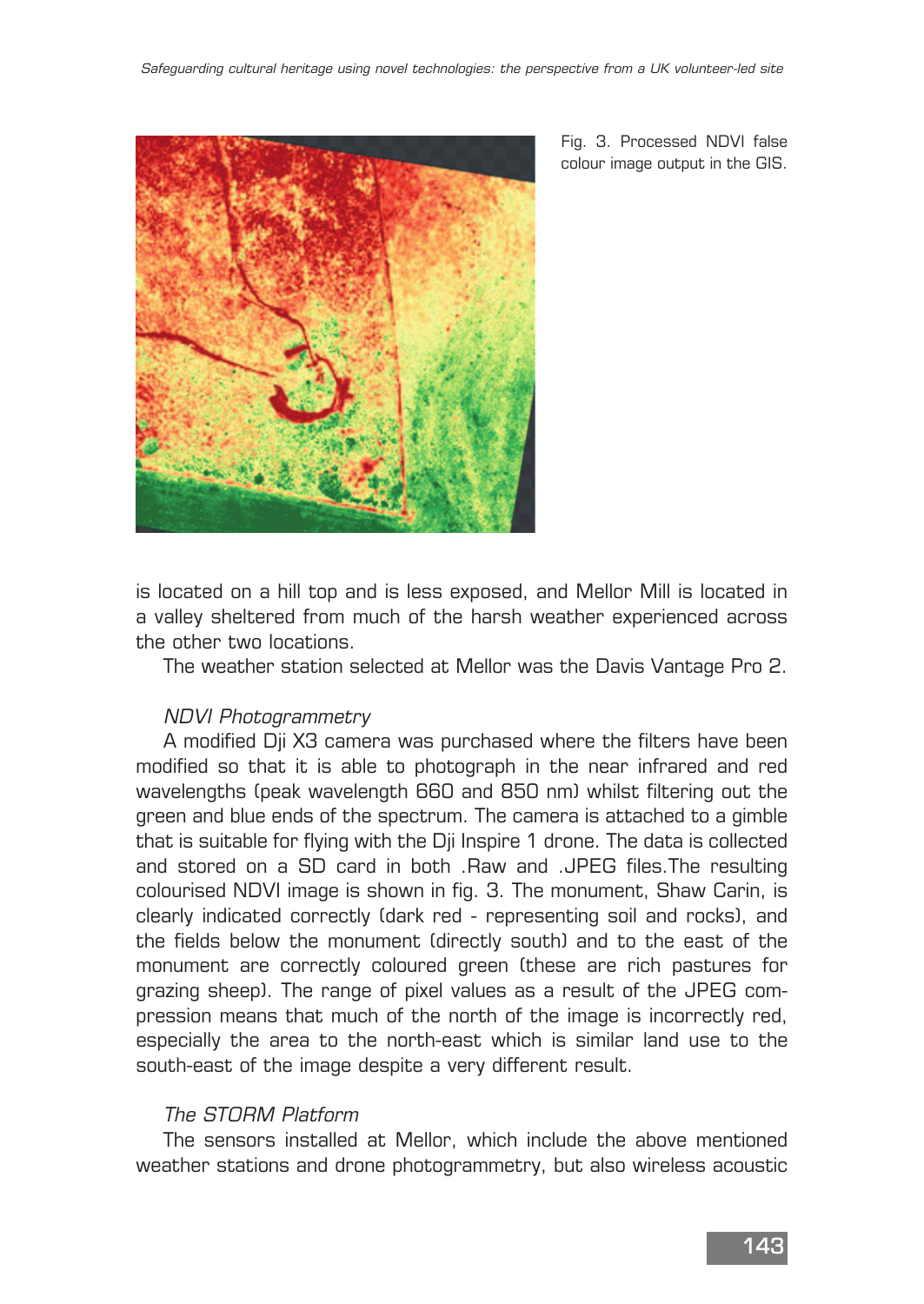Fig. 3. Processed NDVI false colour image output in the GIS.

is located on a hill top and is less exposed, and Mellor Mill is located in a valley sheltered from much of the harsh weather experienced across the other two locations.

The weather station selected at Mellor was the Davis Vantage Pro 2.

*NDVI Photogrammetry*

A modified Dji X3 camera was purchased where the filters have been modified so that it is able to photograph in the near infrared and red wavelengths (peak wavelength 660 and 850 nm) whilst filtering out the green and blue ends of the spectrum. The camera is attached to a gimble that is suitable for flying with the Dji Inspire 1 drone. The data is collected and stored on a SD card in both .Raw and .JPEG files.The resulting colourised NDVI image is shown in fig. 3. The monument, Shaw Carin, is clearly indicated correctly (dark red - representing soil and rocks), and the fields below the monument (directly south) and to the east of the monument are correctly coloured green (these are rich pastures for grazing sheep). The range of pixel values as a result of the JPEG compression means that much of the north of the image is incorrectly red, especially the area to the north-east which is similar land use to the south-east of the image despite a very different result.

*The STORM Platform*

The sensors installed at Mellor, which include the above mentioned weather stations and drone photogrammetry, but also wireless acoustic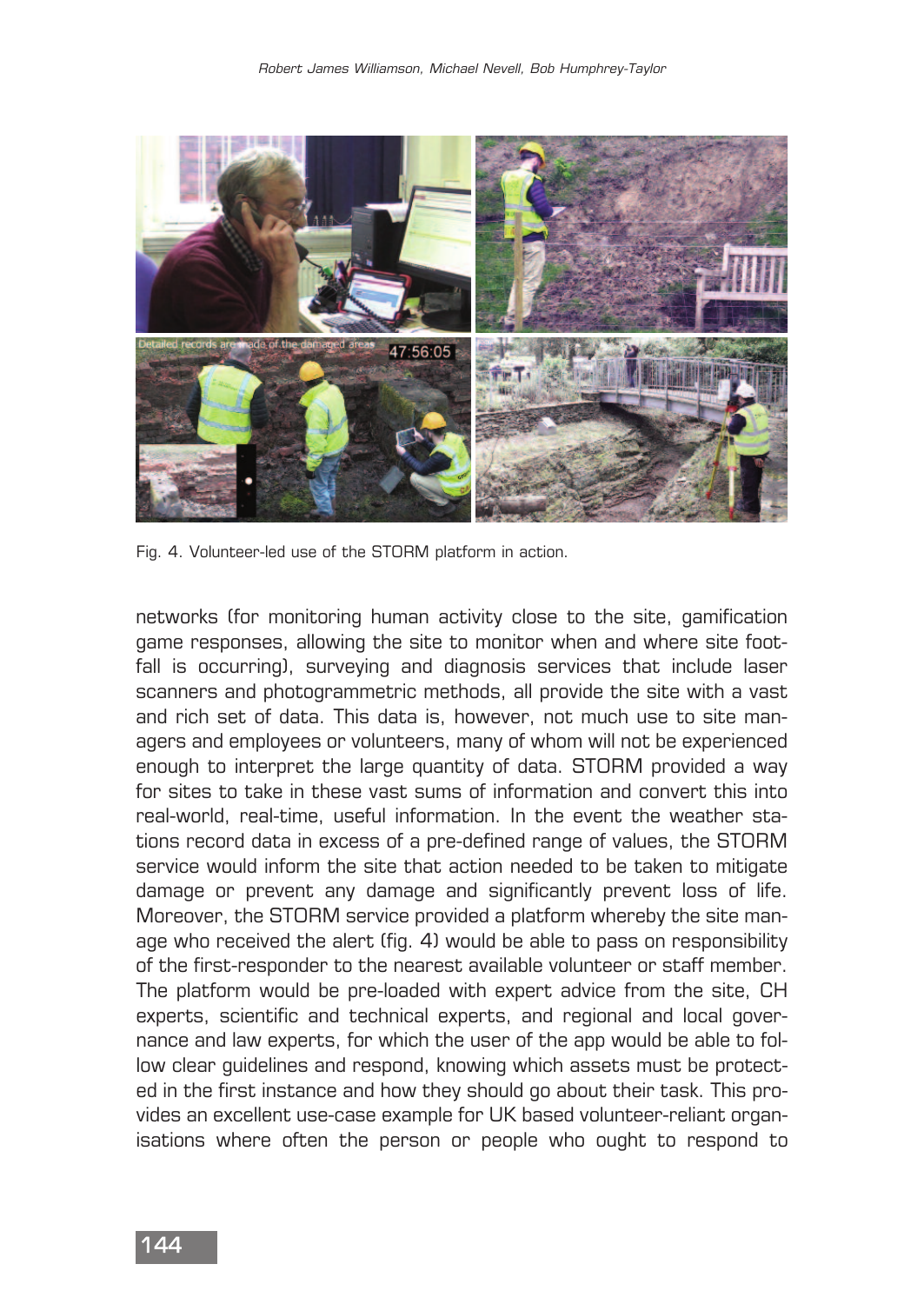Fig. 4. Volunteer-led use of the STORM platform in action.

networks (for monitoring human activity close to the site, gamification game responses, allowing the site to monitor when and where site foot-fall is occurring), surveying and diagnosis services that include laser scanners and photogrammetric methods, all provide the site with a vast and rich set of data. This data is, however, not much use to site managers and employees or volunteers, many of whom will not be experienced enough to interpret the large quantity of data. STORM provided a way for sites to take in these vast sums of information and convert this into real-world, real-time, useful information. In the event the weather stations record data in excess of a pre-defined range of values, the STORM service would inform the site that action needed to be taken to mitigate damage or prevent any damage and significantly prevent loss of life. Moreover, the STORM service provided a platform whereby the site manage who received the alert (fig. 4) would be able to pass on responsibility of the first-responder to the nearest available volunteer or staff member. The platform would be pre-loaded with expert advice from the site, CH experts, scientific and technical experts, and regional and local governance and law experts, for which the user of the app would be able to follow clear guidelines and respond, knowing which assets must be protected in the first instance and how they should go about their task. This provides an excellent use-case example for UK based volunteer-reliant organisations where often the person or people who ought to respond to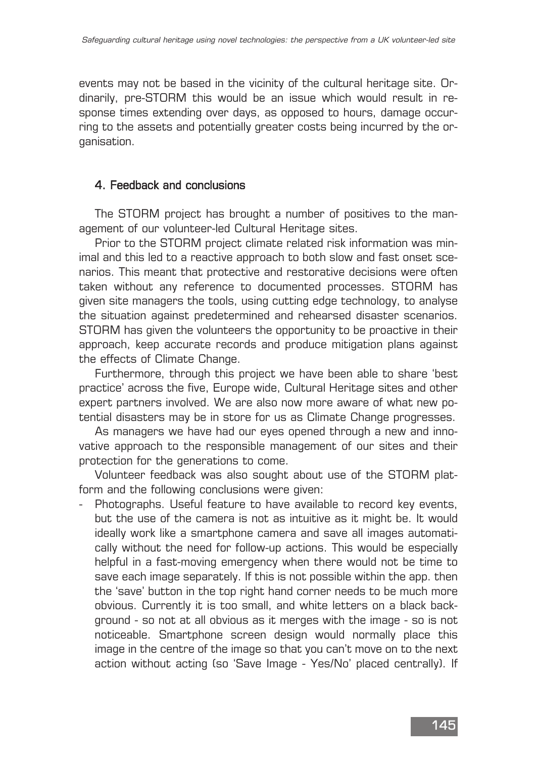events may not be based in the vicinity of the cultural heritage site. Ordinarily, pre-STORM this would be an issue which would result in response times extending over days, as opposed to hours, damage occurring to the assets and potentially greater costs being incurred by the organisation.

## 4. Feedback and conclusions

The STORM project has brought a number of positives to the management of our volunteer-led Cultural Heritage sites.

Prior to the STORM project climate related risk information was minimal and this led to a reactive approach to both slow and fast onset scenarios. This meant that protective and restorative decisions were often taken without any reference to documented processes. STORM has given site managers the tools, using cutting edge technology, to analyse the situation against predetermined and rehearsed disaster scenarios. STORM has given the volunteers the opportunity to be proactive in their approach, keep accurate records and produce mitigation plans against the effects of Climate Change.

Furthermore, through this project we have been able to share 'best practice' across the five, Europe wide, Cultural Heritage sites and other expert partners involved. We are also now more aware of what new potential disasters may be in store for us as Climate Change progresses.

As managers we have had our eyes opened through a new and innovative approach to the responsible management of our sites and their protection for the generations to come.

Volunteer feedback was also sought about use of the STORM platform and the following conclusions were given:

- Photographs. Useful feature to have available to record key events, but the use of the camera is not as intuitive as it might be. It would ideally work like a smartphone camera and save all images automatically without the need for follow-up actions. This would be especially helpful in a fast-moving emergency when there would not be time to save each image separately. If this is not possible within the app. then the 'save' button in the top right hand corner needs to be much more obvious. Currently it is too small, and white letters on a black background - so not at all obvious as it merges with the image - so is not noticeable. Smartphone screen design would normally place this image in the centre of the image so that you can't move on to the next action without acting (so 'Save Image - Yes/No' placed centrally). If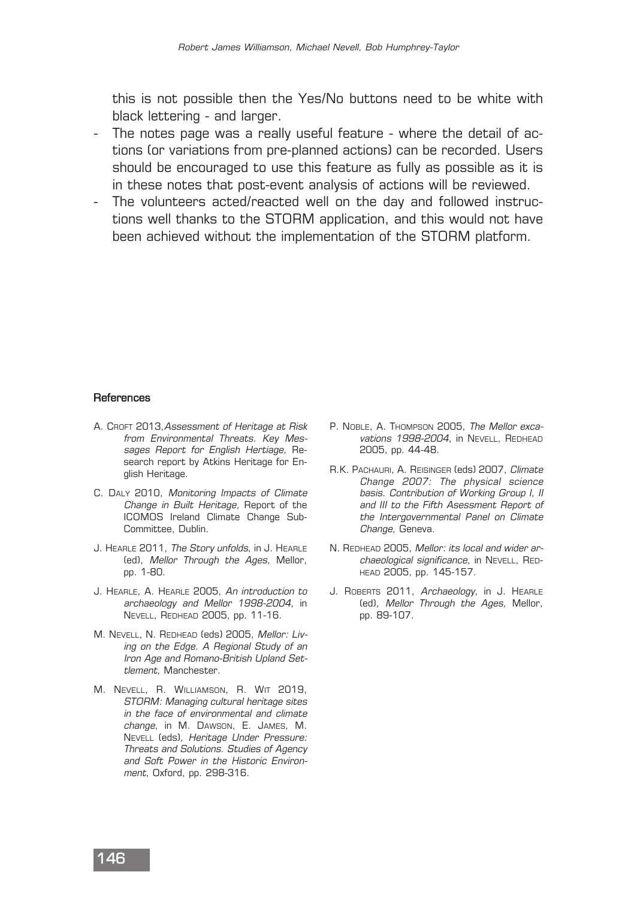this is not possible then the Yes/No buttons need to be white with black lettering - and larger.

- The notes page was a really useful feature - where the detail of actions (or variations from pre-planned actions) can be recorded. Users should be encouraged to use this feature as fully as possible as it is in these notes that post-event analysis of actions will be reviewed.
- The volunteers acted/reacted well on the day and followed instructions well thanks to the STORM application, and this would not have been achieved without the implementation of the STORM platform.

**References**

A. Croft 2013, *Assessment of Heritage at Risk from Environmental Threats. Key Messages Report for English Hertiage*, Research report by Atkins Heritage for English Heritage.

C. Daly 2010, *Monitoring Impacts of Climate Change in Built Heritage*, Report of the ICOMOS Ireland Climate Change Sub-Committee, Dublin.

J. Hearle 2011, *The Story unfolds*, in J. Hearle (ed), *Mellor Through the Ages*, Mellor, pp. 1-80.

J. Hearle, A. Hearle 2005, *An introduction to archaeology and Mellor 1998-2004*, in Nevell, Redhead 2005, pp. 11-16.

M. Nevell, N. Redhead (eds) 2005, *Mellor: Living on the Edge. A Regional Study of an Iron Age and Romano-British Upland Settlement*, Manchester.

M. Nevell, R. Williamson, R. Wit 2019, *STORM: Managing cultural heritage sites in the face of environmental and climate change*, in M. Dawson, E. James, M. Nevell (eds), *Heritage Under Pressure: Threats and Solutions. Studies of Agency and Soft Power in the Historic Environment*, Oxford, pp. 298-316.

P. Noble, A. Thompson 2005, *The Mellor excavations 1998-2004*, in Nevell, Redhead 2005, pp. 44-48.

R.K. Pachauri, A. Reisinger (eds) 2007, *Climate Change 2007: The physical science basis. Contribution of Working Group I, II and III to the Fifth Asessment Report of the Intergovernmental Panel on Climate Change*, Geneva.

N. Redhead 2005, *Mellor: its local and wider archaeological significance*, in Nevell, Redhead 2005, pp. 145-157.

J. Roberts 2011, *Archaeology*, in J. Hearle (ed), *Mellor Through the Ages*, Mellor, pp. 89-107.